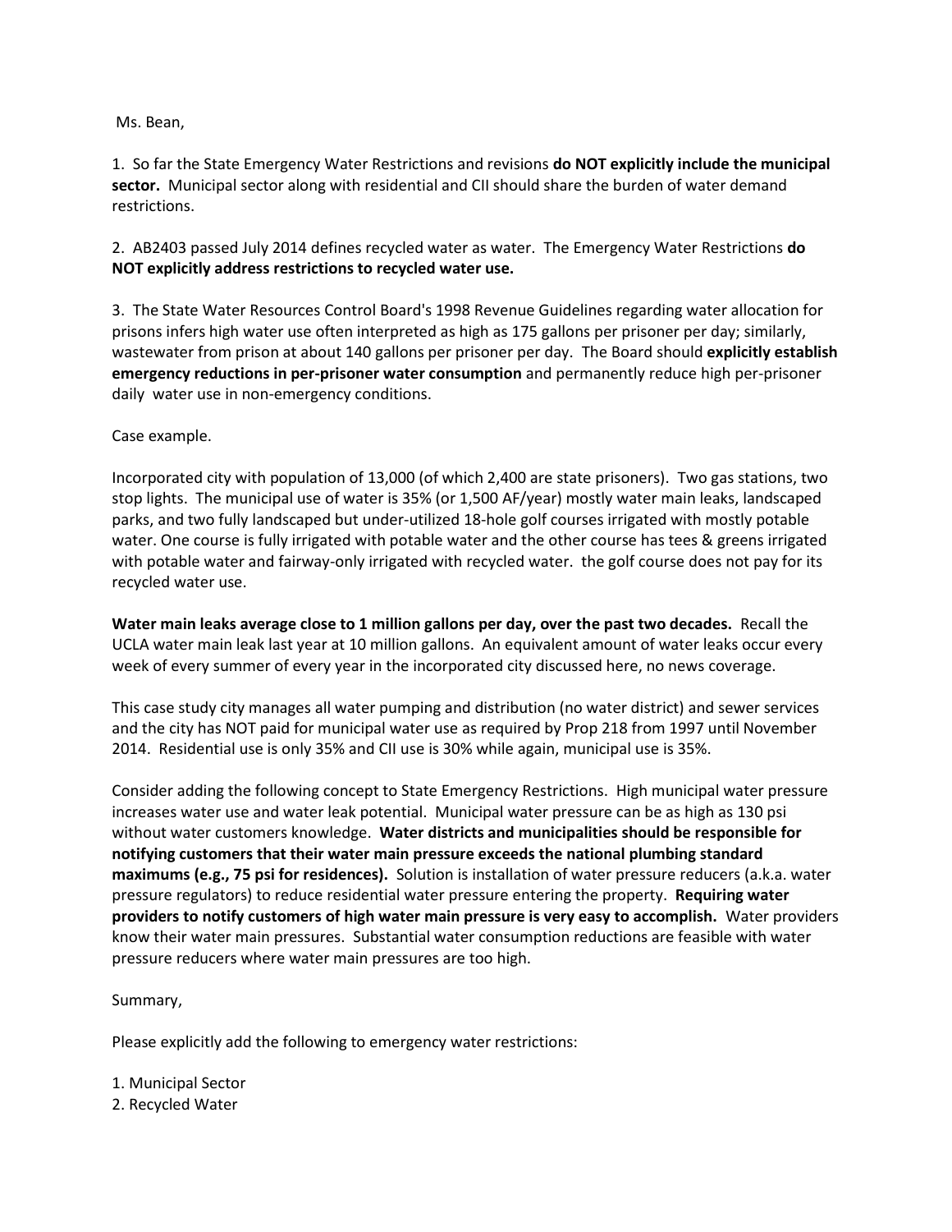Ms. Bean,

1. So far the State Emergency Water Restrictions and revisions **do NOT explicitly include the municipal sector.** Municipal sector along with residential and CII should share the burden of water demand restrictions.

2. AB2403 passed July 2014 defines recycled water as water. The Emergency Water Restrictions **do NOT explicitly address restrictions to recycled water use.**

3. The State Water Resources Control Board's 1998 Revenue Guidelines regarding water allocation for prisons infers high water use often interpreted as high as 175 gallons per prisoner per day; similarly, wastewater from prison at about 140 gallons per prisoner per day. The Board should **explicitly establish emergency reductions in per-prisoner water consumption** and permanently reduce high per-prisoner daily water use in non-emergency conditions.

Case example.

Incorporated city with population of 13,000 (of which 2,400 are state prisoners). Two gas stations, two stop lights. The municipal use of water is 35% (or 1,500 AF/year) mostly water main leaks, landscaped parks, and two fully landscaped but under-utilized 18-hole golf courses irrigated with mostly potable water. One course is fully irrigated with potable water and the other course has tees & greens irrigated with potable water and fairway-only irrigated with recycled water. the golf course does not pay for its recycled water use.

**Water main leaks average close to 1 million gallons per day, over the past two decades.** Recall the UCLA water main leak last year at 10 million gallons. An equivalent amount of water leaks occur every week of every summer of every year in the incorporated city discussed here, no news coverage.

This case study city manages all water pumping and distribution (no water district) and sewer services and the city has NOT paid for municipal water use as required by Prop 218 from 1997 until November 2014. Residential use is only 35% and CII use is 30% while again, municipal use is 35%.

Consider adding the following concept to State Emergency Restrictions. High municipal water pressure increases water use and water leak potential. Municipal water pressure can be as high as 130 psi without water customers knowledge. **Water districts and municipalities should be responsible for notifying customers that their water main pressure exceeds the national plumbing standard maximums (e.g., 75 psi for residences).** Solution is installation of water pressure reducers (a.k.a. water pressure regulators) to reduce residential water pressure entering the property. **Requiring water providers to notify customers of high water main pressure is very easy to accomplish.** Water providers know their water main pressures. Substantial water consumption reductions are feasible with water pressure reducers where water main pressures are too high.

Summary,

Please explicitly add the following to emergency water restrictions:

1. Municipal Sector
2. Recycled Water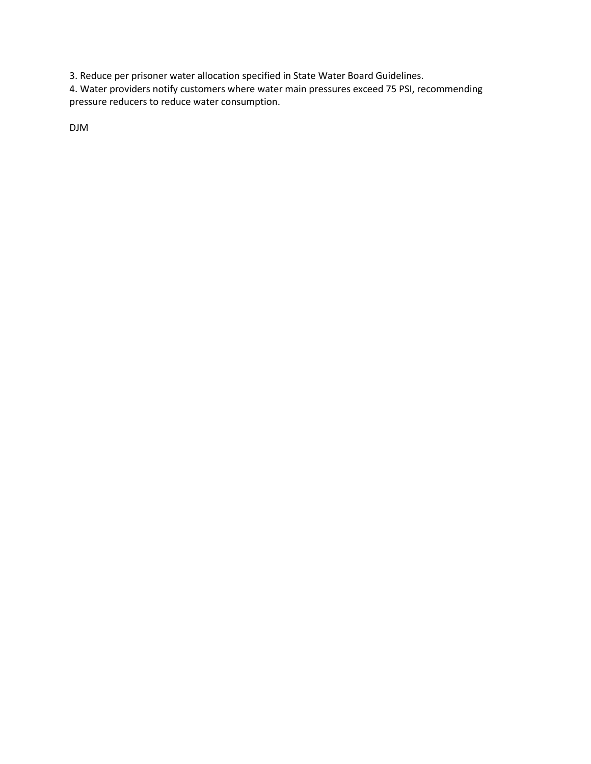3. Reduce per prisoner water allocation specified in State Water Board Guidelines.
4. Water providers notify customers where water main pressures exceed 75 PSI, recommending pressure reducers to reduce water consumption.

DJM